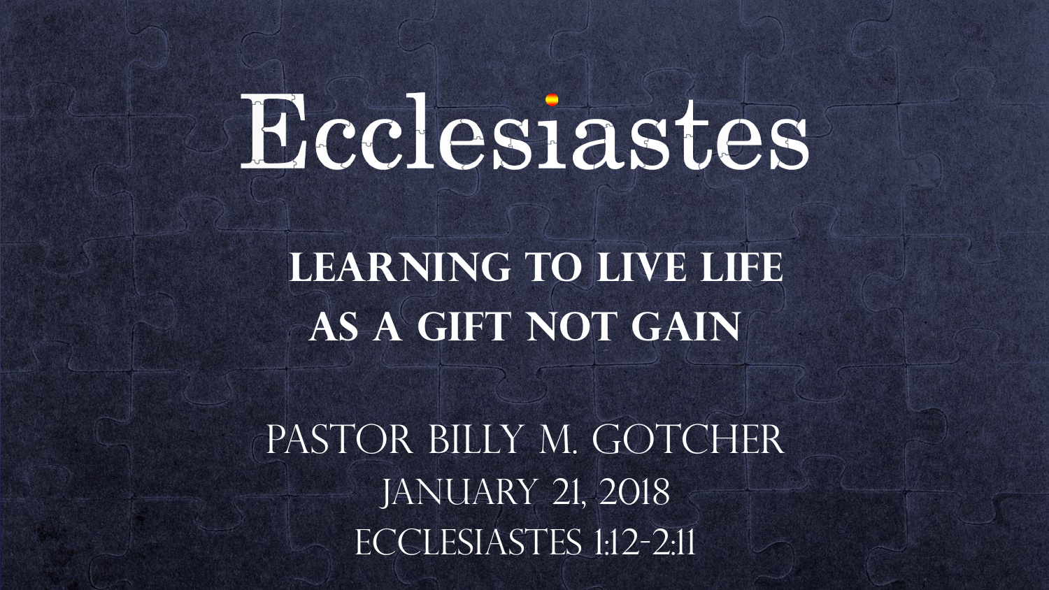# Ecclesiastes

## Learning to Live Life as a Gift Not Gain

Pastor Billy M. Gotcher

January 21, 2018

Ecclesiastes 1:12-2:11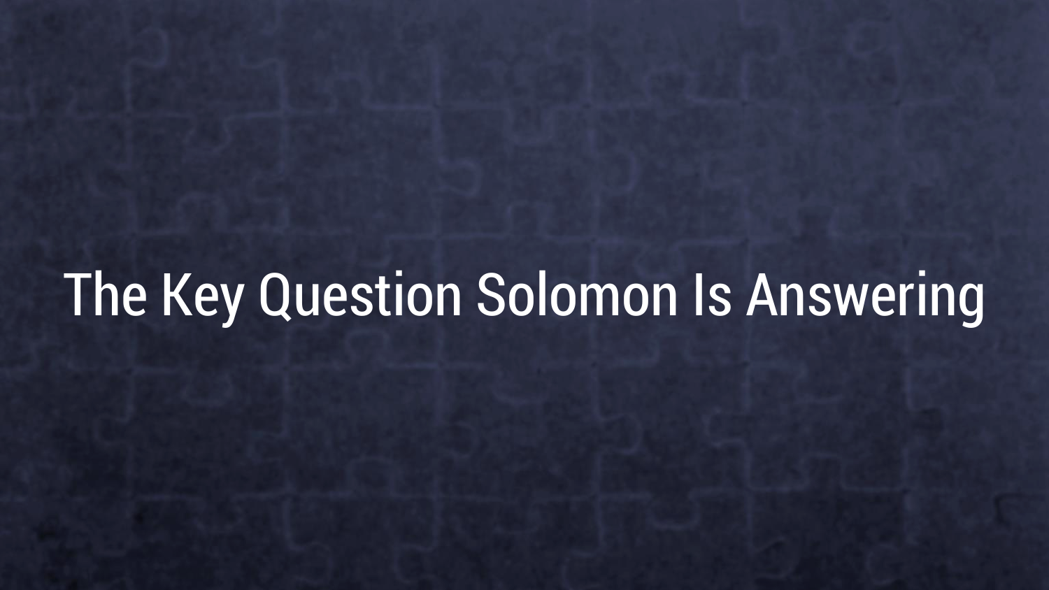# The Key Question Solomon Is Answering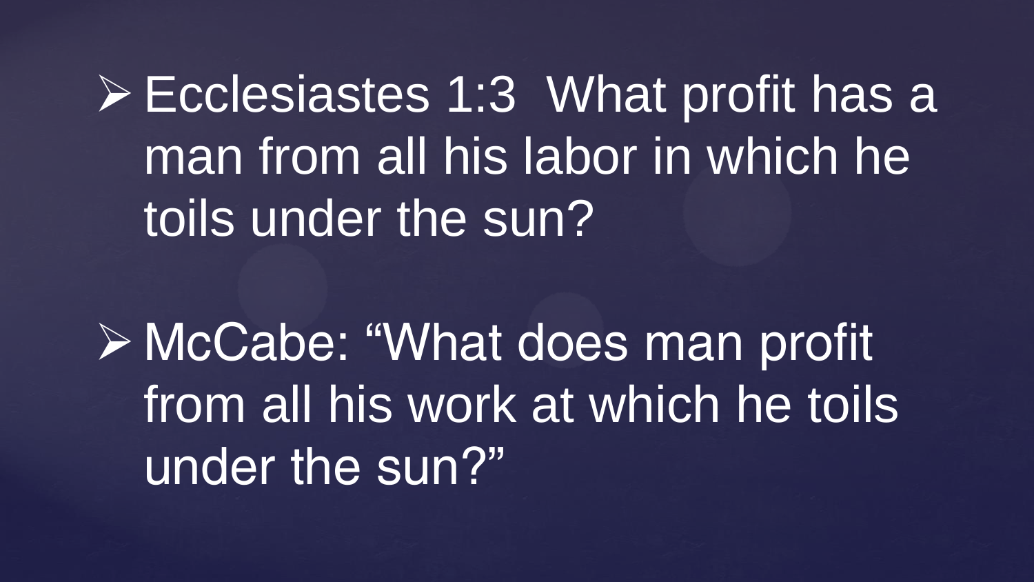- Ecclesiastes 1:3  What profit has a man from all his labor in which he toils under the sun?

- McCabe: "What does man profit from all his work at which he toils under the sun?"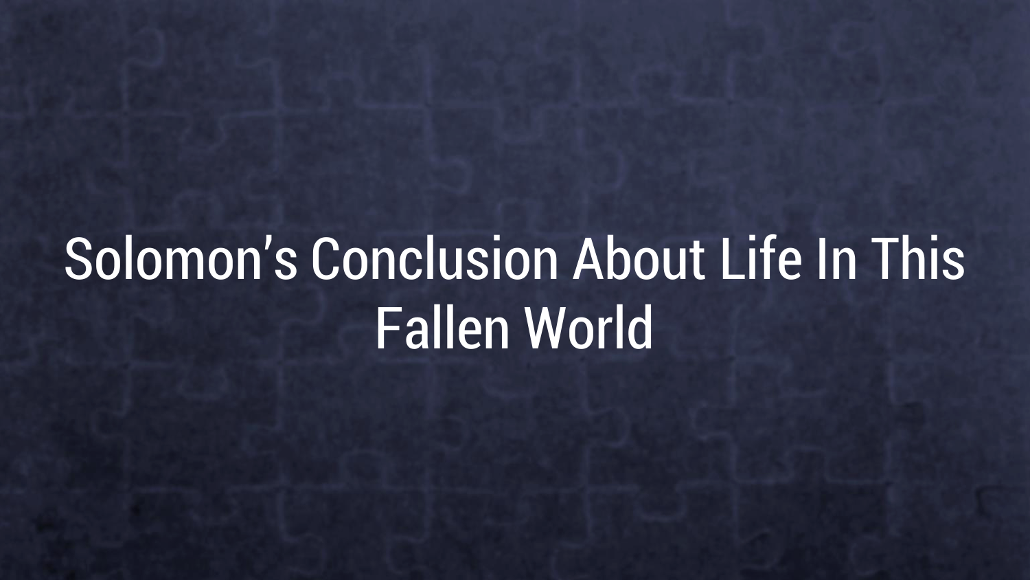# Solomon's Conclusion About Life In This Fallen World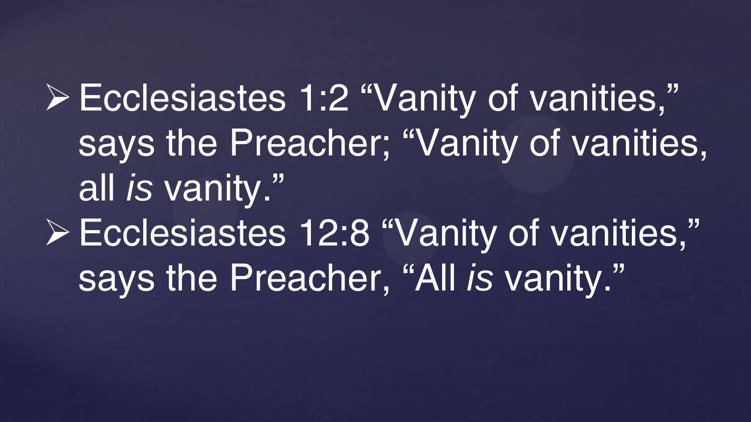- Ecclesiastes 1:2 "Vanity of vanities," says the Preacher; "Vanity of vanities, all *is* vanity."
- Ecclesiastes 12:8 "Vanity of vanities," says the Preacher, "All *is* vanity."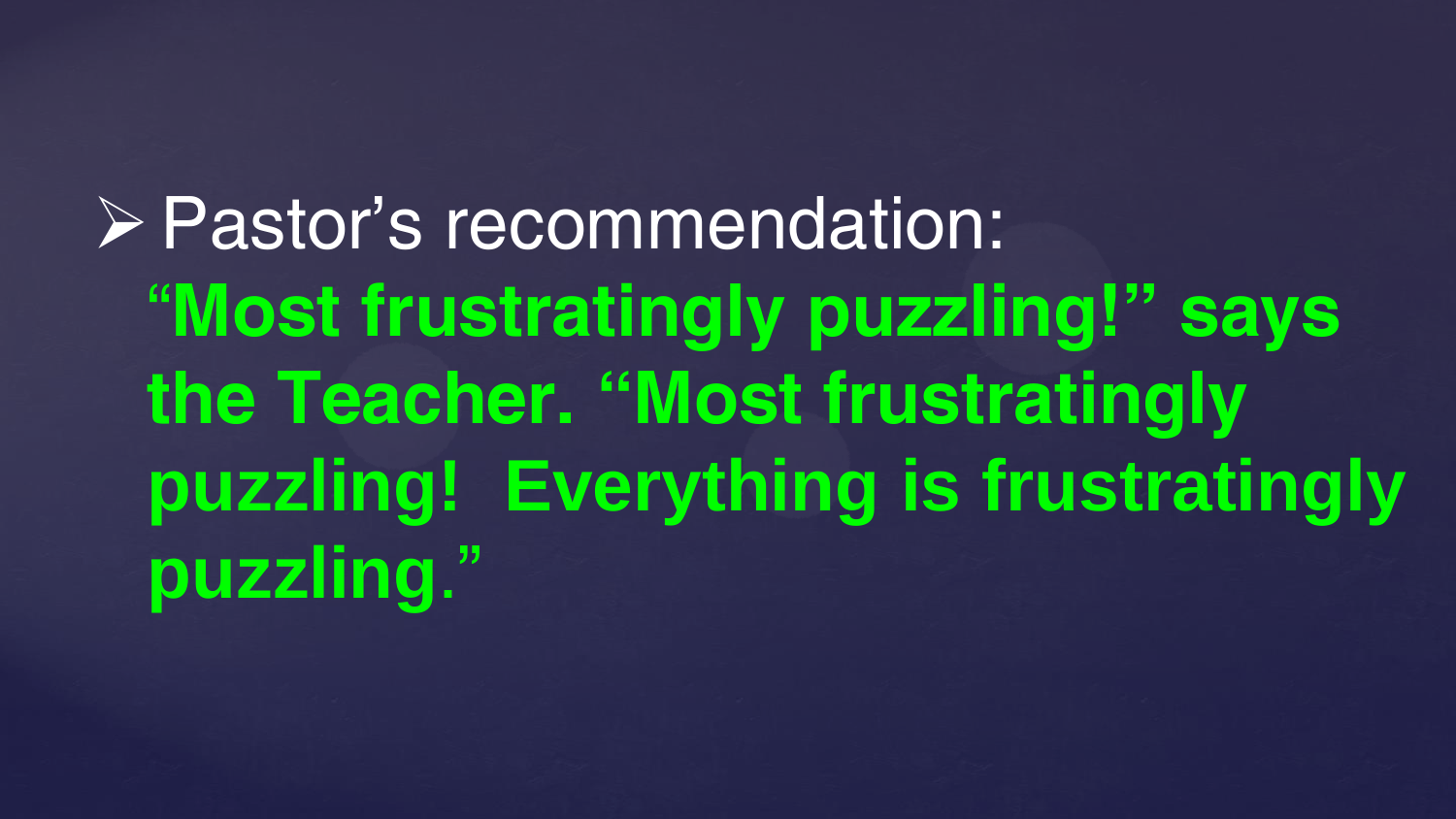- Pastor’s recommendation:
  **“Most frustratingly puzzling!” says the Teacher. “Most frustratingly puzzling! Everything is frustratingly puzzling.”**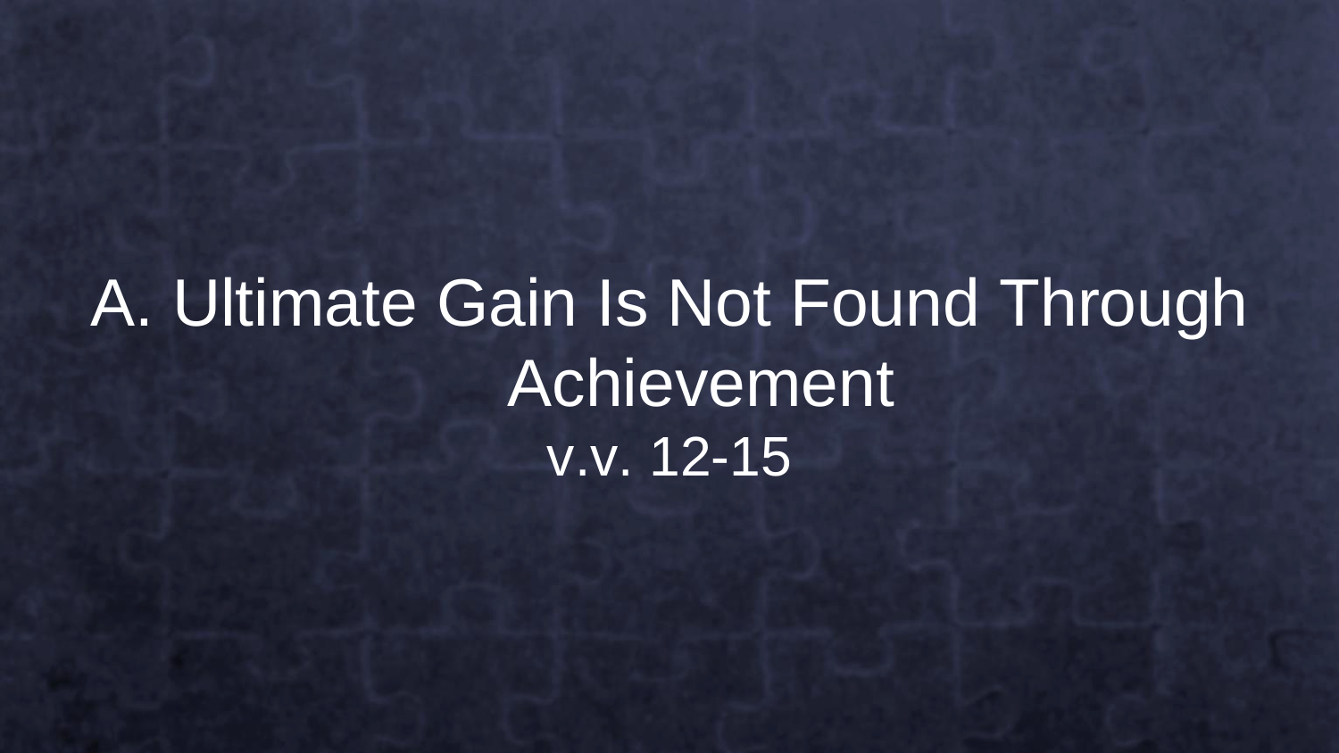# A. Ultimate Gain Is Not Found Through Achievement

v.v. 12-15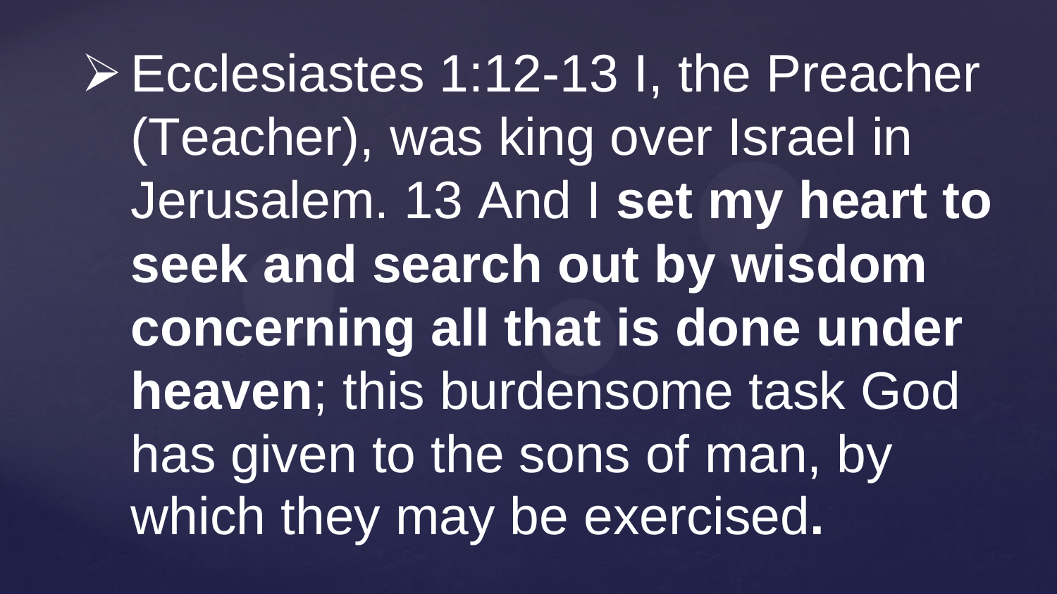- Ecclesiastes 1:12-13 I, the Preacher (Teacher), was king over Israel in Jerusalem. 13 And I **set my heart to seek and search out by wisdom concerning all that is done under heaven**; this burdensome task God has given to the sons of man, by which they may be exercised.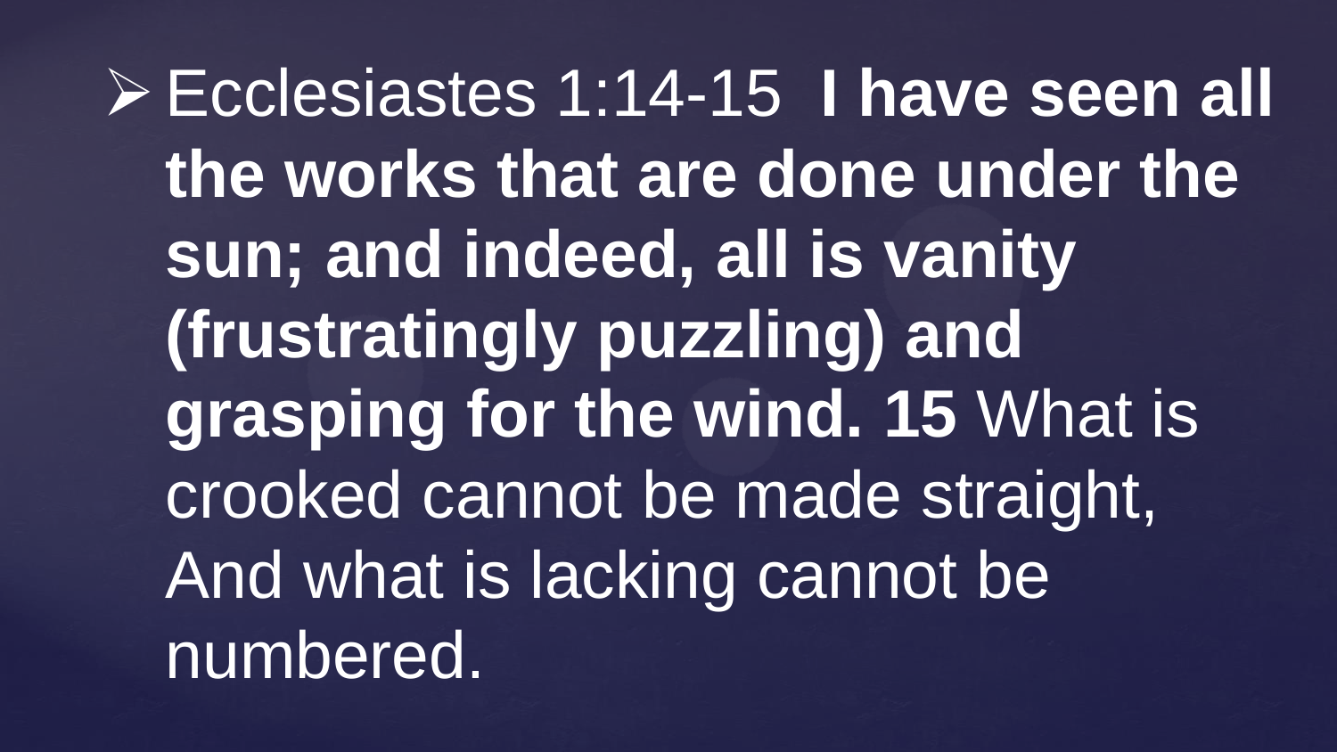- Ecclesiastes 1:14-15 **I have seen all the works that are done under the sun; and indeed, all is vanity (frustratingly puzzling) and grasping for the wind. 15** What is crooked cannot be made straight, And what is lacking cannot be numbered.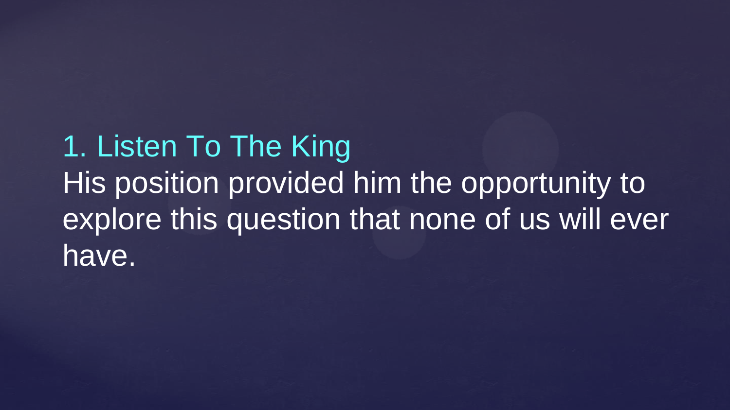## 1. Listen To The King

His position provided him the opportunity to explore this question that none of us will ever have.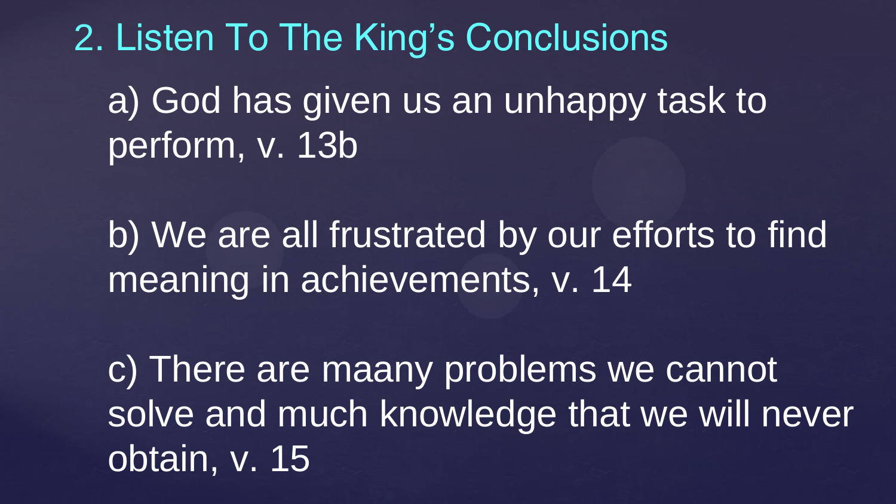## 2. Listen To The King's Conclusions

a) God has given us an unhappy task to perform, v. 13b

b) We are all frustrated by our efforts to find meaning in achievements, v. 14

c) There are maany problems we cannot solve and much knowledge that we will never obtain, v. 15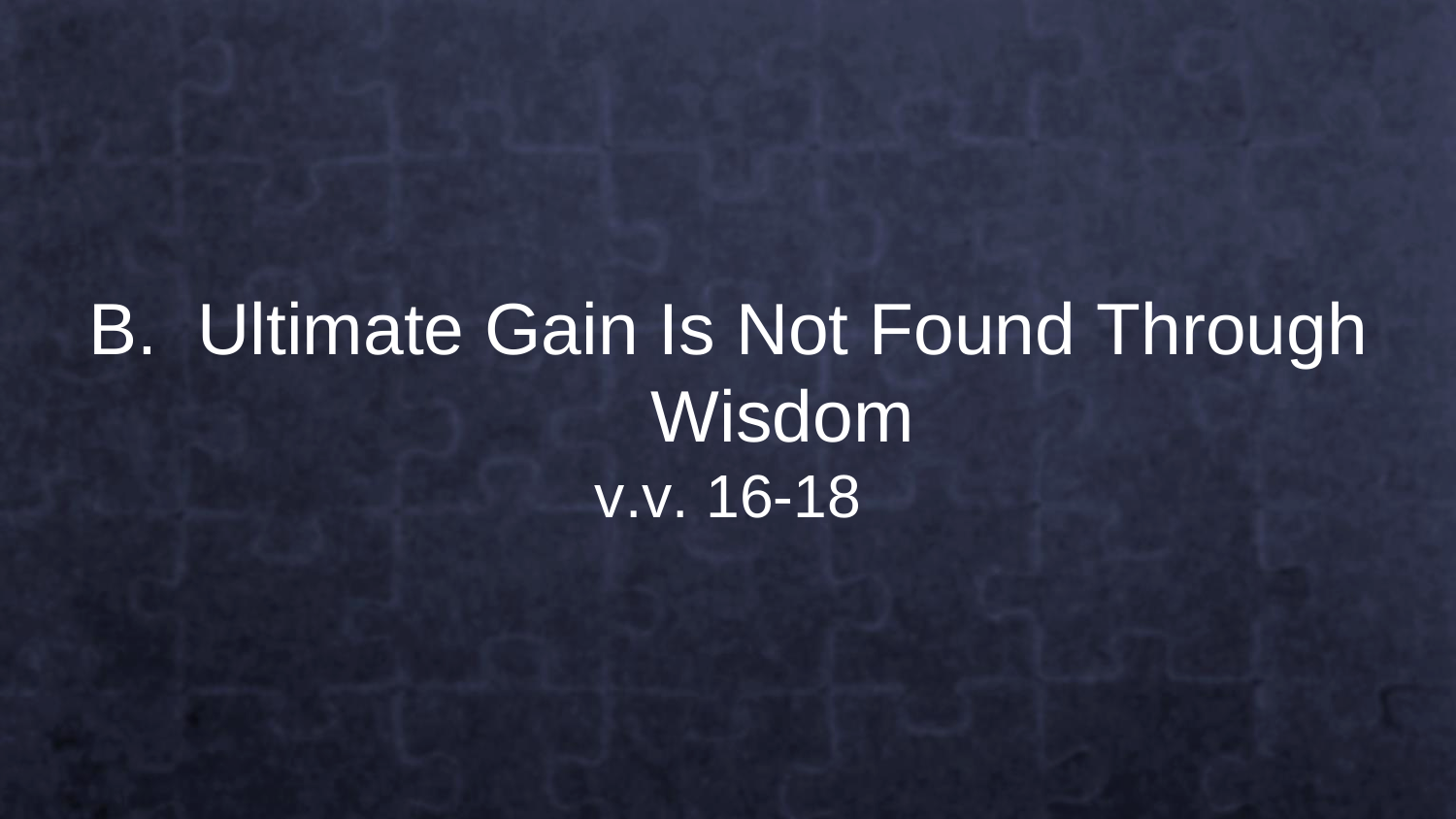# B. Ultimate Gain Is Not Found Through Wisdom

v.v. 16-18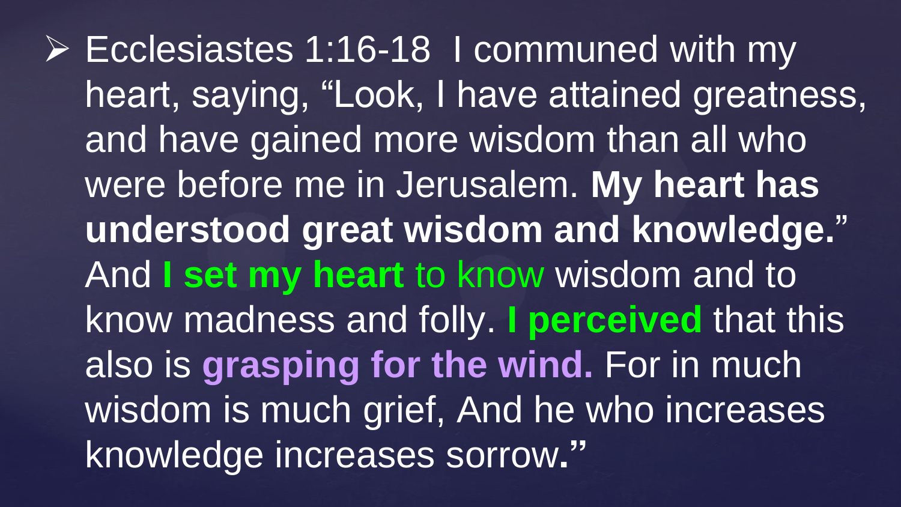- Ecclesiastes 1:16-18 I communed with my heart, saying, “Look, I have attained greatness, and have gained more wisdom than all who were before me in Jerusalem. **My heart has understood great wisdom and knowledge.**” And **I set my heart** to know wisdom and to know madness and folly. **I perceived** that this also is **grasping for the wind.** For in much wisdom is much grief, And he who increases knowledge increases sorrow.”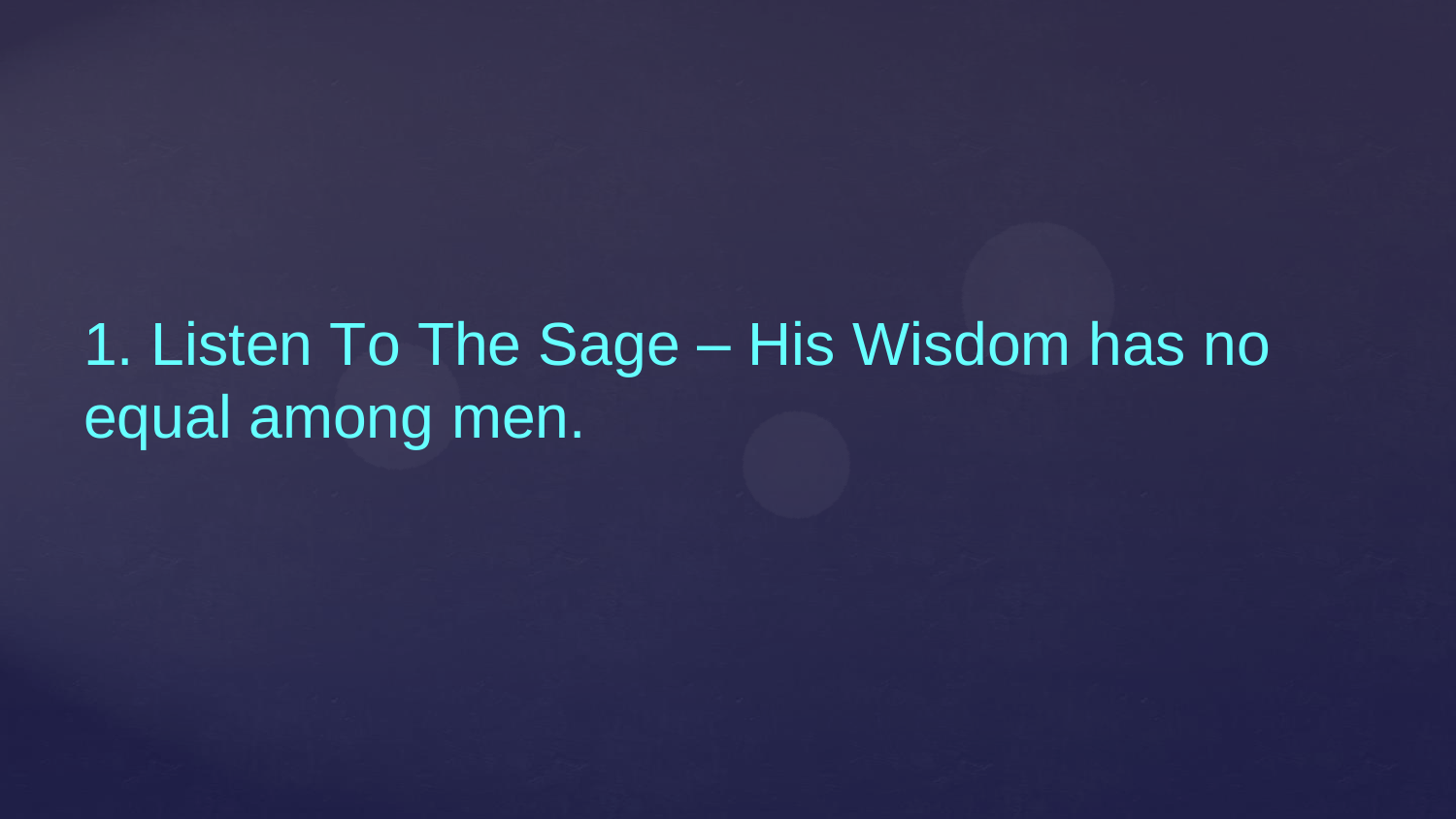1. Listen To The Sage – His Wisdom has no equal among men.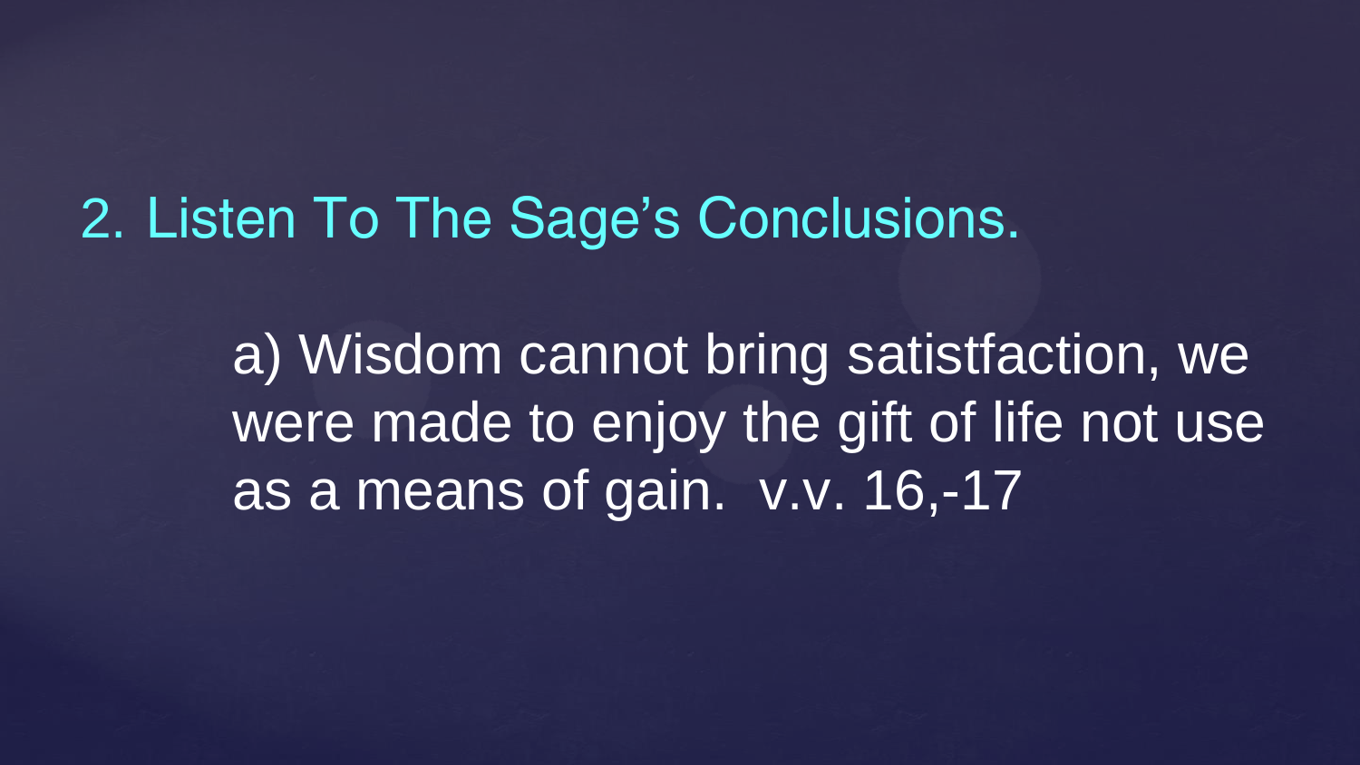## 2. Listen To The Sage's Conclusions.

a) Wisdom cannot bring satistfaction, we were made to enjoy the gift of life not use as a means of gain. v.v. 16,-17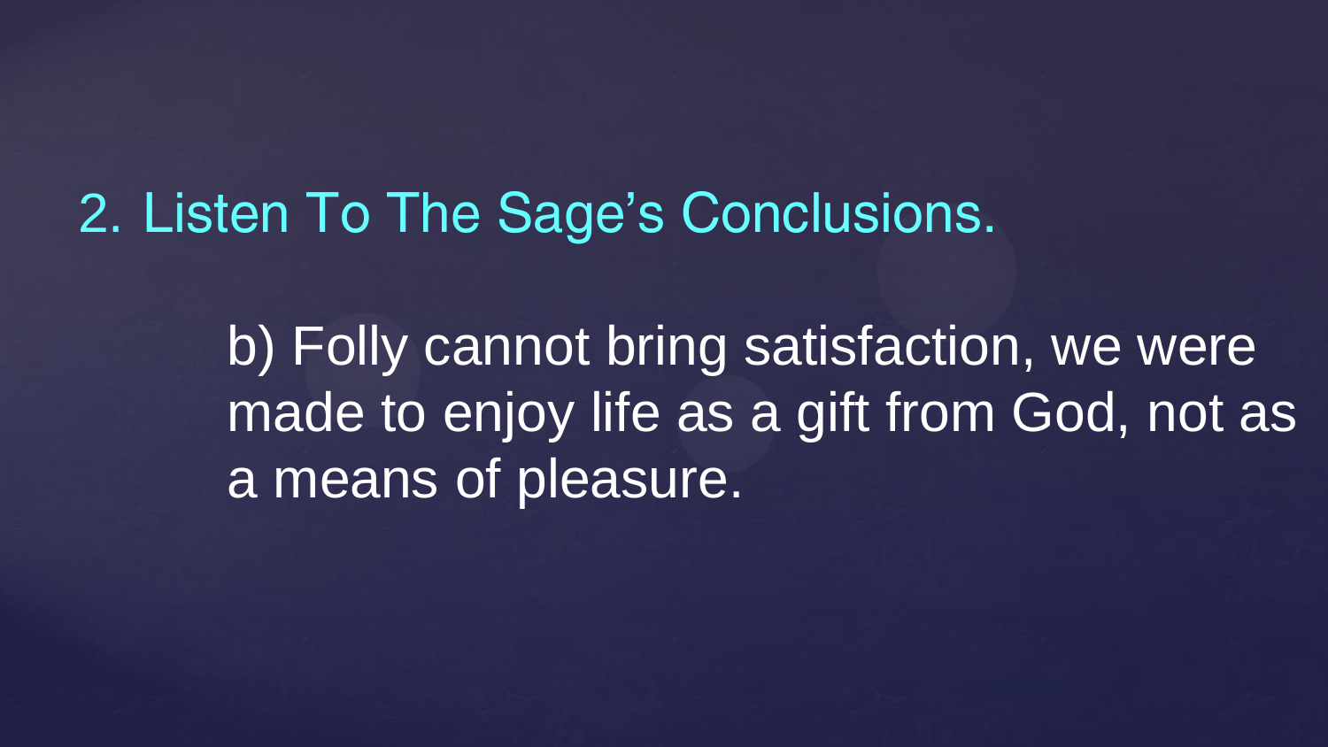## 2. Listen To The Sage's Conclusions.

b) Folly cannot bring satisfaction, we were made to enjoy life as a gift from God, not as a means of pleasure.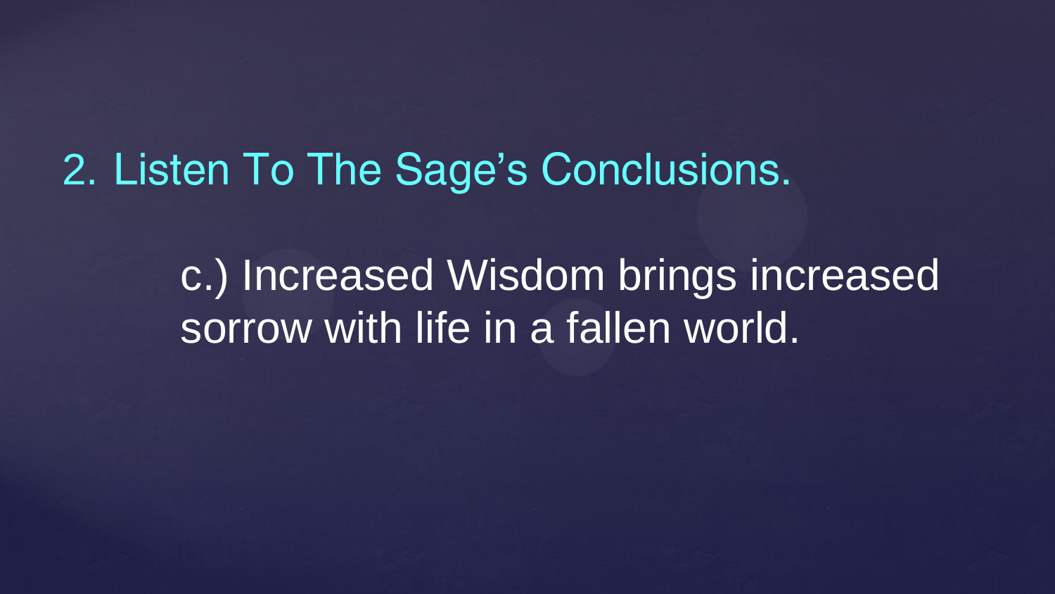## 2. Listen To The Sage's Conclusions.

c.) Increased Wisdom brings increased sorrow with life in a fallen world.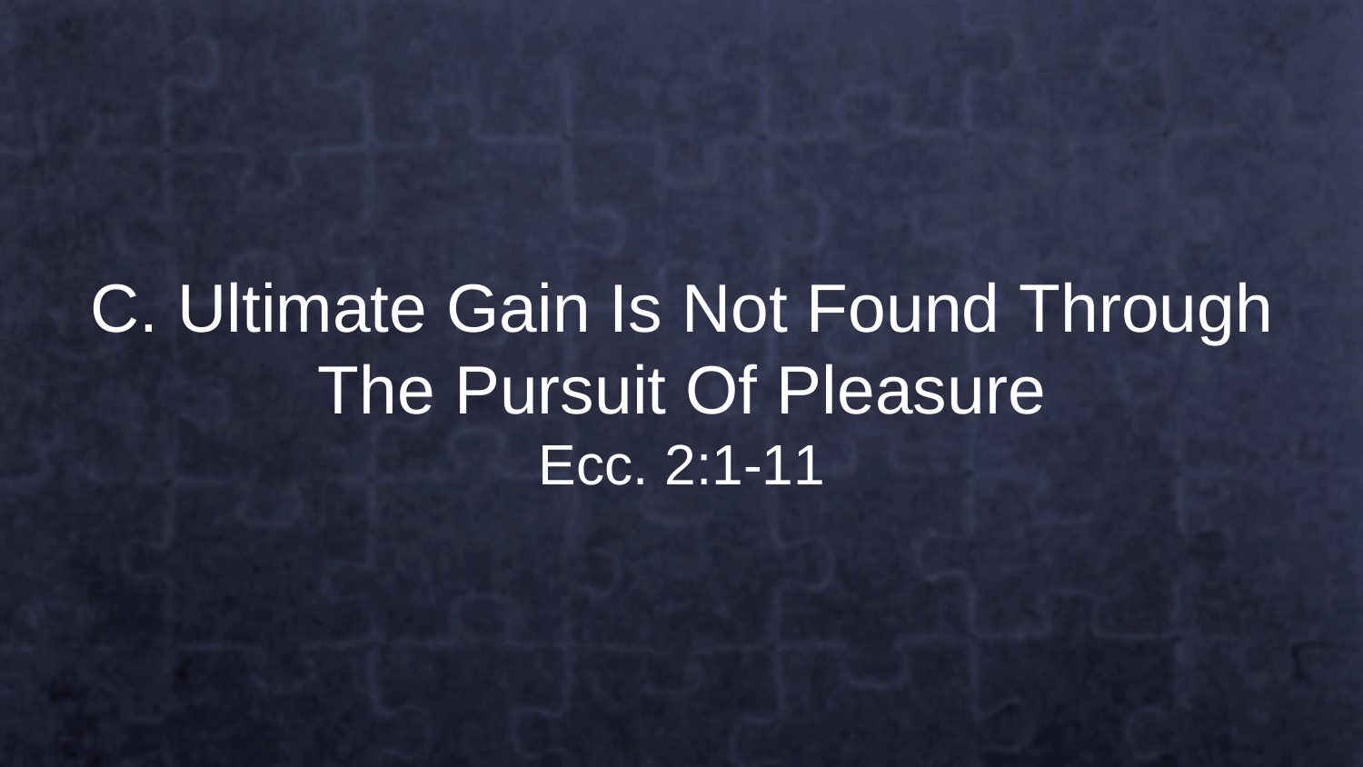# C. Ultimate Gain Is Not Found Through The Pursuit Of Pleasure

Ecc. 2:1-11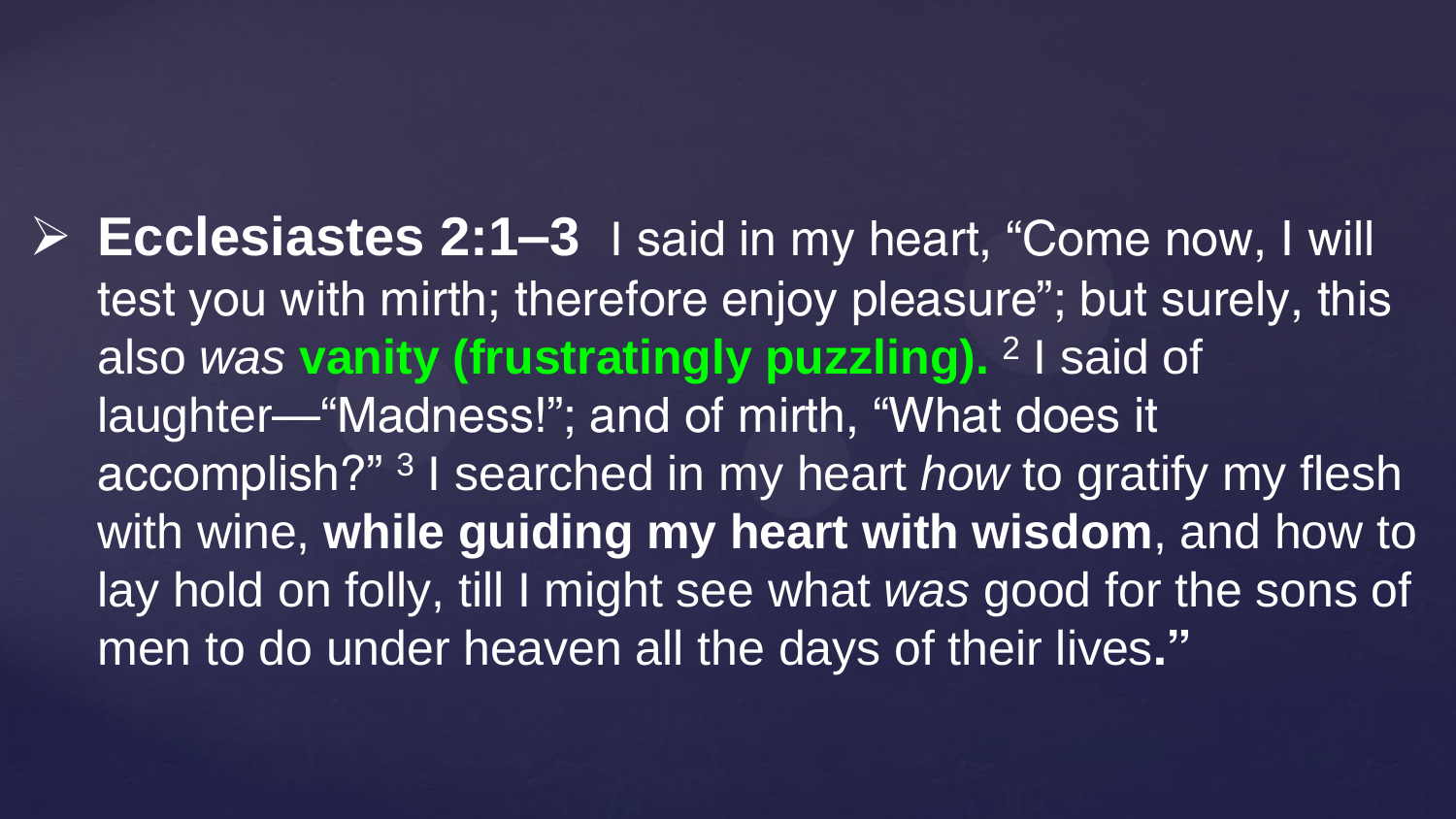- **Ecclesiastes 2:1–3** I said in my heart, "Come now, I will test you with mirth; therefore enjoy pleasure"; but surely, this also *was* **vanity (frustratingly puzzling).** [2] I said of laughter—"Madness!"; and of mirth, "What does it accomplish?" [3] I searched in my heart *how* to gratify my flesh with wine, **while guiding my heart with wisdom**, and how to lay hold on folly, till I might see what *was* good for the sons of men to do under heaven all the days of their lives**."**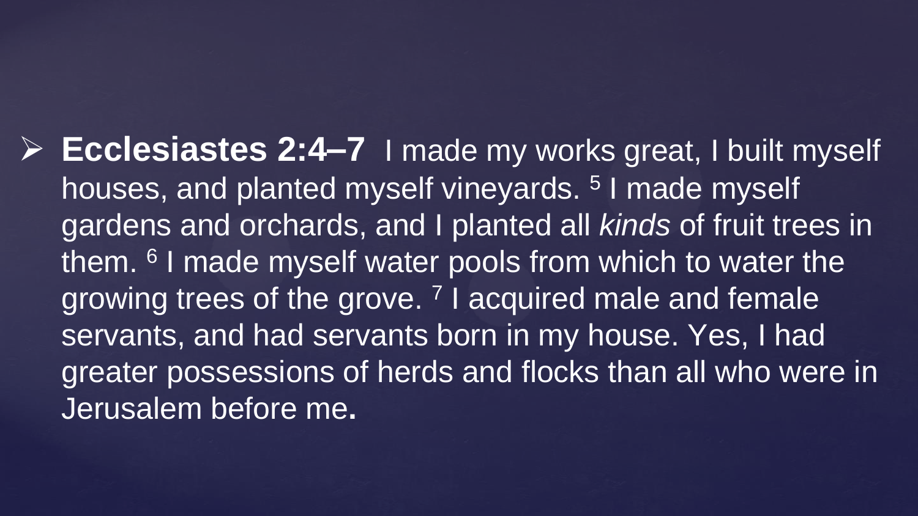- **Ecclesiastes 2:4–7** I made my works great, I built myself houses, and planted myself vineyards. [5] I made myself gardens and orchards, and I planted all *kinds* of fruit trees in them. [6] I made myself water pools from which to water the growing trees of the grove. [7] I acquired male and female servants, and had servants born in my house. Yes, I had greater possessions of herds and flocks than all who were in Jerusalem before me**.**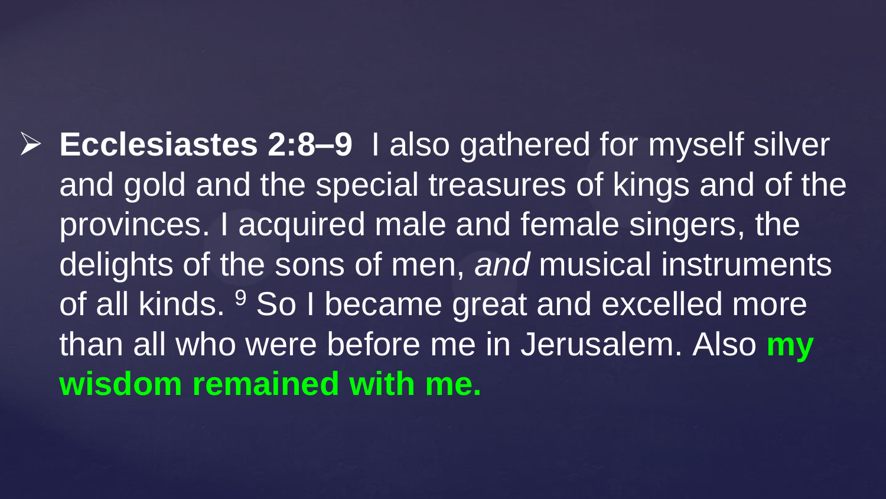- **Ecclesiastes 2:8–9** I also gathered for myself silver and gold and the special treasures of kings and of the provinces. I acquired male and female singers, the delights of the sons of men, *and* musical instruments of all kinds. [9] So I became great and excelled more than all who were before me in Jerusalem. Also **my wisdom remained with me.**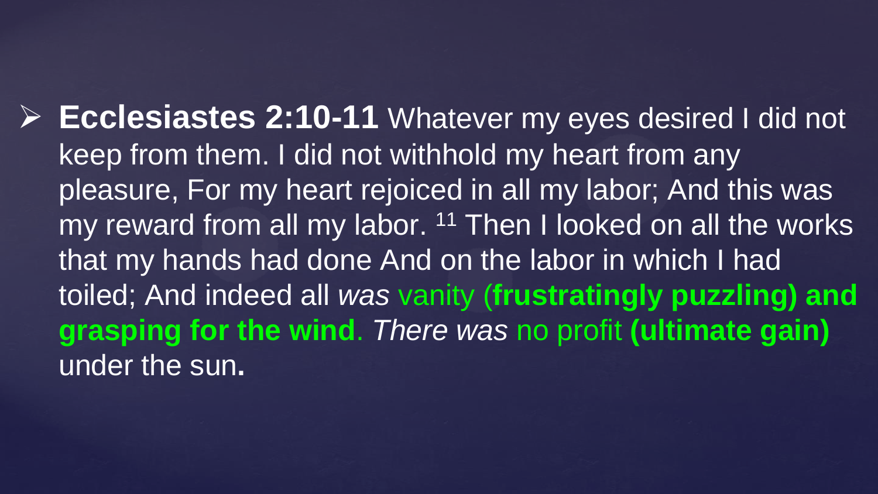- **Ecclesiastes 2:10-11** Whatever my eyes desired I did not keep from them. I did not withhold my heart from any pleasure, For my heart rejoiced in all my labor; And this was my reward from all my labor. [11] Then I looked on all the works that my hands had done And on the labor in which I had toiled; And indeed all *was* vanity (**frustratingly puzzling) and grasping for the wind**. *There was* no profit **(ultimate gain)** under the sun**.**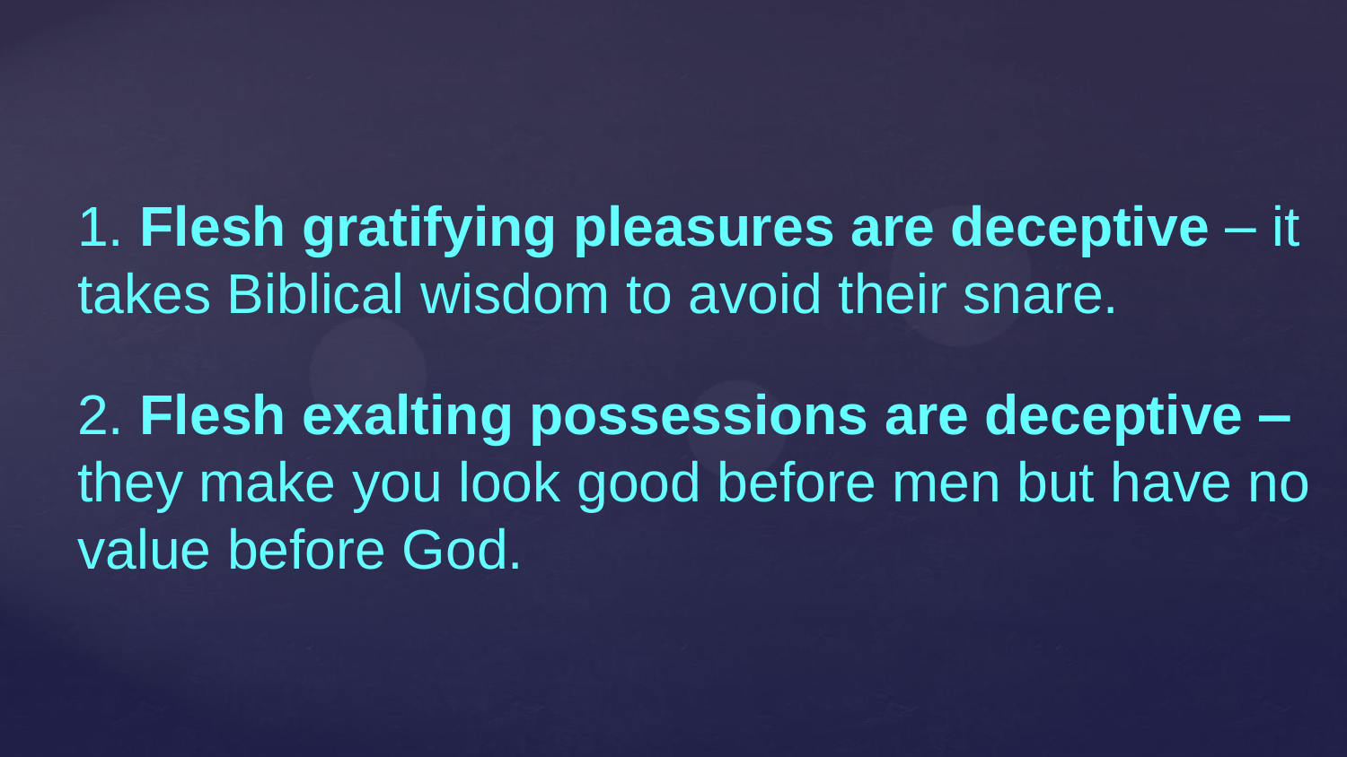1. **Flesh gratifying pleasures are deceptive** – it takes Biblical wisdom to avoid their snare.

2. **Flesh exalting possessions are deceptive –** they make you look good before men but have no value before God.